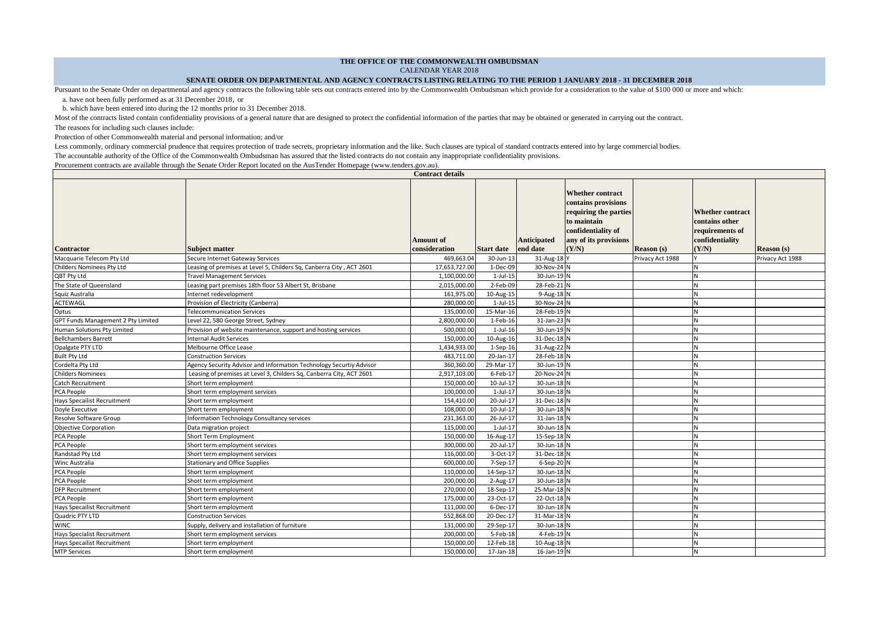# THE OFFICE OF THE COMMONWEALTH OMBUDSMAN

CALENDAR YEAR 2018

## SENATE ORDER ON DEPARTMENTAL AND AGENCY CONTRACTS LISTING RELATING TO THE PERIOD 1 JANUARY 2018 - 31 DECEMBER 2018

Pursuant to the Senate Order on departmental and agency contracts the following table sets out contracts entered into by the Commonwealth Ombudsman which provide for a consideration to the value of $100 000 or more and which:

a. have not been fully performed as at 31 December 2018, or

b. which have been entered into during the 12 months prior to 31 December 2018.

Most of the contracts listed contain confidentiality provisions of a general nature that are designed to protect the confidential information of the parties that may be obtained or generated in carrying out the contract.

The reasons for including such clauses include:

Protection of other Commonwealth material and personal information; and/or

Less commonly, ordinary commercial prudence that requires protection of trade secrets, proprietary information and the like. Such clauses are typical of standard contracts entered into by large commercial bodies.

The accountable authority of the Office of the Commonwealth Ombudsman has assured that the listed contracts do not contain any inappropriate confidentiality provisions.

Procurement contracts are available through the Senate Order Report located on the AusTender Homepage (www.tenders.gov.au).

| Contract details | | | | | | | | |
|---|---|---|---|---|---|---|---|---|
| **Contractor** | **Subject matter** | **Amount of consideration** | **Start date** | **Anticipated end date** | **Whether contract contains provisions requiring the parties to maintain confidentiality of any of its provisions (Y/N)** | **Reason (s)** | **Whether contract contains other requirements of confidentiality (Y/N)** | **Reason (s)** |
| Macquarie Telecom Pty Ltd | Secure Internet Gateway Services | 469,663.04 | 30-Jun-13 | 31-Aug-18 | Y | Privacy Act 1988 | Y | Privacy Act 1988 |
| Childers Nominees Pty Ltd | Leasing of premises at Level 5, Childers Sq, Canberra City , ACT 2601 | 17,653,727.00 | 1-Dec-09 | 30-Nov-24 | N | | N | |
| QBT Pty Ltd | Travel Management Services | 1,100,000.00 | 1-Jul-15 | 30-Jun-19 | N | | N | |
| The State of Queensland | Leasing part premises 18th floor 53 Albert St, Brisbane | 2,015,000.00 | 2-Feb-09 | 28-Feb-21 | N | | N | |
| Squiz Australia | Internet redevelopment | 161,975.00 | 10-Aug-15 | 9-Aug-18 | N | | N | |
| ACTEWAGL | Provision of Electricity (Canberra) | 280,000.00 | 1-Jul-15 | 30-Nov-24 | N | | N | |
| Optus | Telecommunication Services | 135,000.00 | 15-Mar-16 | 28-Feb-19 | N | | N | |
| GPT Funds Management 2 Pty Limited | Level 22, 580 George Street, Sydney | 2,800,000.00 | 1-Feb-16 | 31-Jan-23 | N | | N | |
| Human Solutions Pty Limited | Provision of website maintenance, support and hosting services | 500,000.00 | 1-Jul-16 | 30-Jun-19 | N | | N | |
| Bellchambers Barrett | Internal Audit Services | 150,000.00 | 10-Aug-16 | 31-Dec-18 | N | | N | |
| Opalgate PTY LTD | Melbourne Office Lease | 1,434,933.00 | 1-Sep-16 | 31-Aug-22 | N | | N | |
| Built Pty Ltd | Construction Services | 483,711.00 | 20-Jan-17 | 28-Feb-18 | N | | N | |
| Cordelta Pty Ltd | Agency Security Advisor and Information Technology Securtiy Advisor | 360,360.00 | 29-Mar-17 | 30-Jun-19 | N | | N | |
| Childers Nominees | Leasing of premises at Level 3, Childers Sq, Canberra City, ACT 2601 | 2,917,103.00 | 6-Feb-17 | 20-Nov-24 | N | | N | |
| Catch Recruitment | Short term employment | 150,000.00 | 10-Jul-17 | 30-Jun-18 | N | | N | |
| PCA People | Short term employment services | 100,000.00 | 1-Jul-17 | 30-Jun-18 | N | | N | |
| Hays Specailist Recruitment | Short term employment | 154,410.00 | 20-Jul-17 | 31-Dec-18 | N | | N | |
| Doyle Executive | Short term employment | 108,000.00 | 10-Jul-17 | 30-Jun-18 | N | | N | |
| Resolve Software Group | Information Technology Consultancy services | 231,363.00 | 26-Jul-17 | 31-Jan-18 | N | | N | |
| Objective Corporation | Data migration project | 115,000.00 | 1-Jul-17 | 30-Jun-18 | N | | N | |
| PCA People | Short Term Employment | 150,000.00 | 16-Aug-17 | 15-Sep-18 | N | | N | |
| PCA People | Short term employment services | 300,000.00 | 20-Jul-17 | 30-Jun-18 | N | | N | |
| Randstad Pty Ltd | Short term employment services | 116,000.00 | 3-Oct-17 | 31-Dec-18 | N | | N | |
| Winc Australia | Stationary and Office Supplies | 600,000.00 | 7-Sep-17 | 6-Sep-20 | N | | N | |
| PCA People | Short term employment | 110,000.00 | 14-Sep-17 | 30-Jun-18 | N | | N | |
| PCA People | Short term employment | 200,000.00 | 2-Aug-17 | 30-Jun-18 | N | | N | |
| DFP Recruitment | Short term employment | 270,000.00 | 18-Sep-17 | 25-Mar-18 | N | | N | |
| PCA People | Short term employment | 175,000.00 | 23-Oct-17 | 22-Oct-18 | N | | N | |
| Hays Specailist Recruitment | Short term employment | 111,000.00 | 6-Dec-17 | 30-Jun-18 | N | | N | |
| Quadric PTY LTD | Construction Services | 552,868.00 | 20-Dec-17 | 31-Mar-18 | N | | N | |
| WINC | Supply, delivery and installation of furniture | 131,000.00 | 29-Sep-17 | 30-Jun-18 | N | | N | |
| Hays Specialist Recruitment | Short term employment services | 200,000.00 | 5-Feb-18 | 4-Feb-19 | N | | N | |
| Hays Specialist Recruitment | Short term employment | 150,000.00 | 12-Feb-18 | 10-Aug-18 | N | | N | |
| MTP Services | Short term employment | 150,000.00 | 17-Jan-18 | 16-Jan-19 | N | | N | |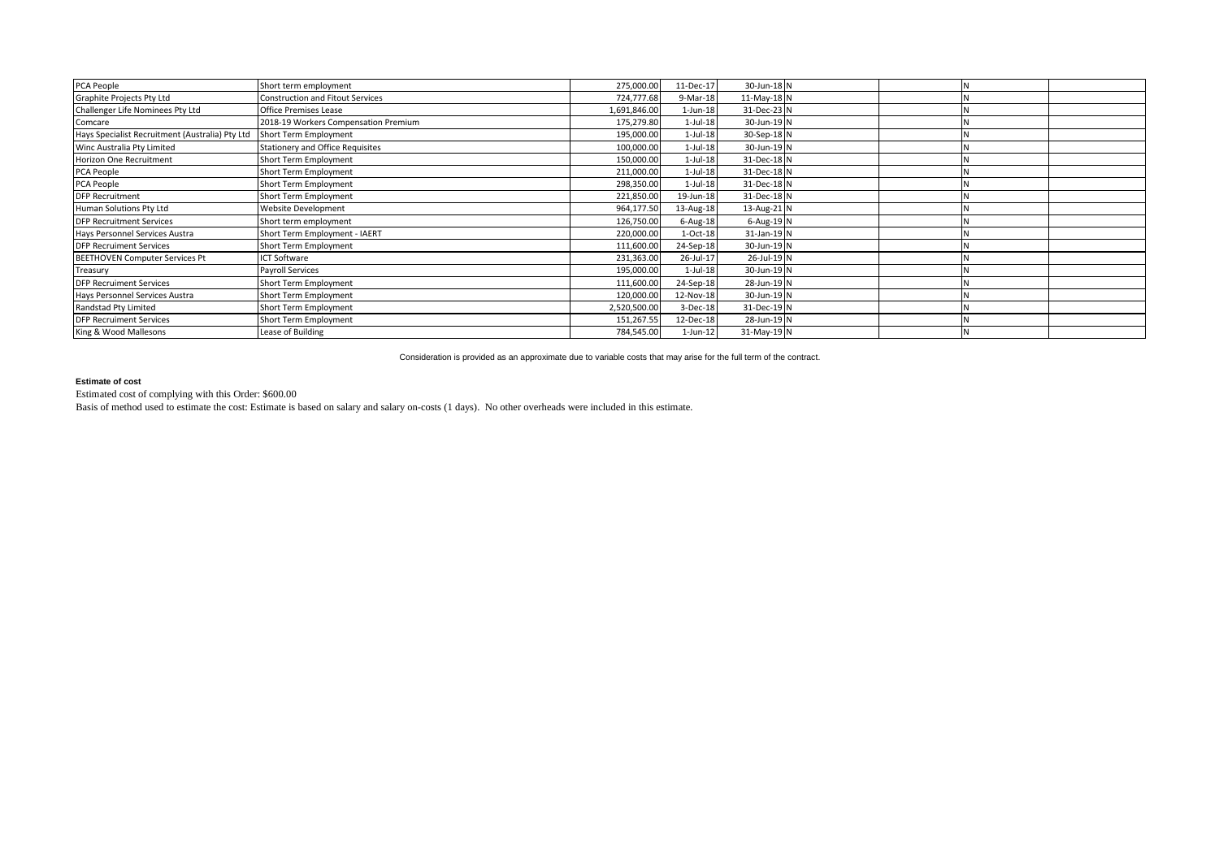| | | | | | | | | |
|---|---|---|---|---|---|---|---|---|
| PCA People | Short term employment | 275,000.00 | 11-Dec-17 | 30-Jun-18 | N | | N | |
| Graphite Projects Pty Ltd | Construction and Fitout Services | 724,777.68 | 9-Mar-18 | 11-May-18 | N | | N | |
| Challenger Life Nominees Pty Ltd | Office Premises Lease | 1,691,846.00 | 1-Jun-18 | 31-Dec-23 | N | | N | |
| Comcare | 2018-19 Workers Compensation Premium | 175,279.80 | 1-Jul-18 | 30-Jun-19 | N | | N | |
| Hays Specialist Recruitment (Australia) Pty Ltd | Short Term Employment | 195,000.00 | 1-Jul-18 | 30-Sep-18 | N | | N | |
| Winc Australia Pty Limited | Stationery and Office Requisites | 100,000.00 | 1-Jul-18 | 30-Jun-19 | N | | N | |
| Horizon One Recruitment | Short Term Employment | 150,000.00 | 1-Jul-18 | 31-Dec-18 | N | | N | |
| PCA People | Short Term Employment | 211,000.00 | 1-Jul-18 | 31-Dec-18 | N | | N | |
| PCA People | Short Term Employment | 298,350.00 | 1-Jul-18 | 31-Dec-18 | N | | N | |
| DFP Recruitment | Short Term Employment | 221,850.00 | 19-Jun-18 | 31-Dec-18 | N | | N | |
| Human Solutions Pty Ltd | Website Development | 964,177.50 | 13-Aug-18 | 13-Aug-21 | N | | N | |
| DFP Recruitment Services | Short term employment | 126,750.00 | 6-Aug-18 | 6-Aug-19 | N | | N | |
| Hays Personnel Services Austra | Short Term Employment - IAERT | 220,000.00 | 1-Oct-18 | 31-Jan-19 | N | | N | |
| DFP Recruiment Services | Short Term Employment | 111,600.00 | 24-Sep-18 | 30-Jun-19 | N | | N | |
| BEETHOVEN Computer Services Pt | ICT Software | 231,363.00 | 26-Jul-17 | 26-Jul-19 | N | | N | |
| Treasury | Payroll Services | 195,000.00 | 1-Jul-18 | 30-Jun-19 | N | | N | |
| DFP Recruiment Services | Short Term Employment | 111,600.00 | 24-Sep-18 | 28-Jun-19 | N | | N | |
| Hays Personnel Services Austra | Short Term Employment | 120,000.00 | 12-Nov-18 | 30-Jun-19 | N | | N | |
| Randstad Pty Limited | Short Term Employment | 2,520,500.00 | 3-Dec-18 | 31-Dec-19 | N | | N | |
| DFP Recruiment Services | Short Term Employment | 151,267.55 | 12-Dec-18 | 28-Jun-19 | N | | N | |
| King & Wood Mallesons | Lease of Building | 784,545.00 | 1-Jun-12 | 31-May-19 | N | | N | |

Consideration is provided as an approximate due to variable costs that may arise for the full term of the contract.

**Estimate of cost**

Estimated cost of complying with this Order: $600.00

Basis of method used to estimate the cost: Estimate is based on salary and salary on-costs (1 days). No other overheads were included in this estimate.